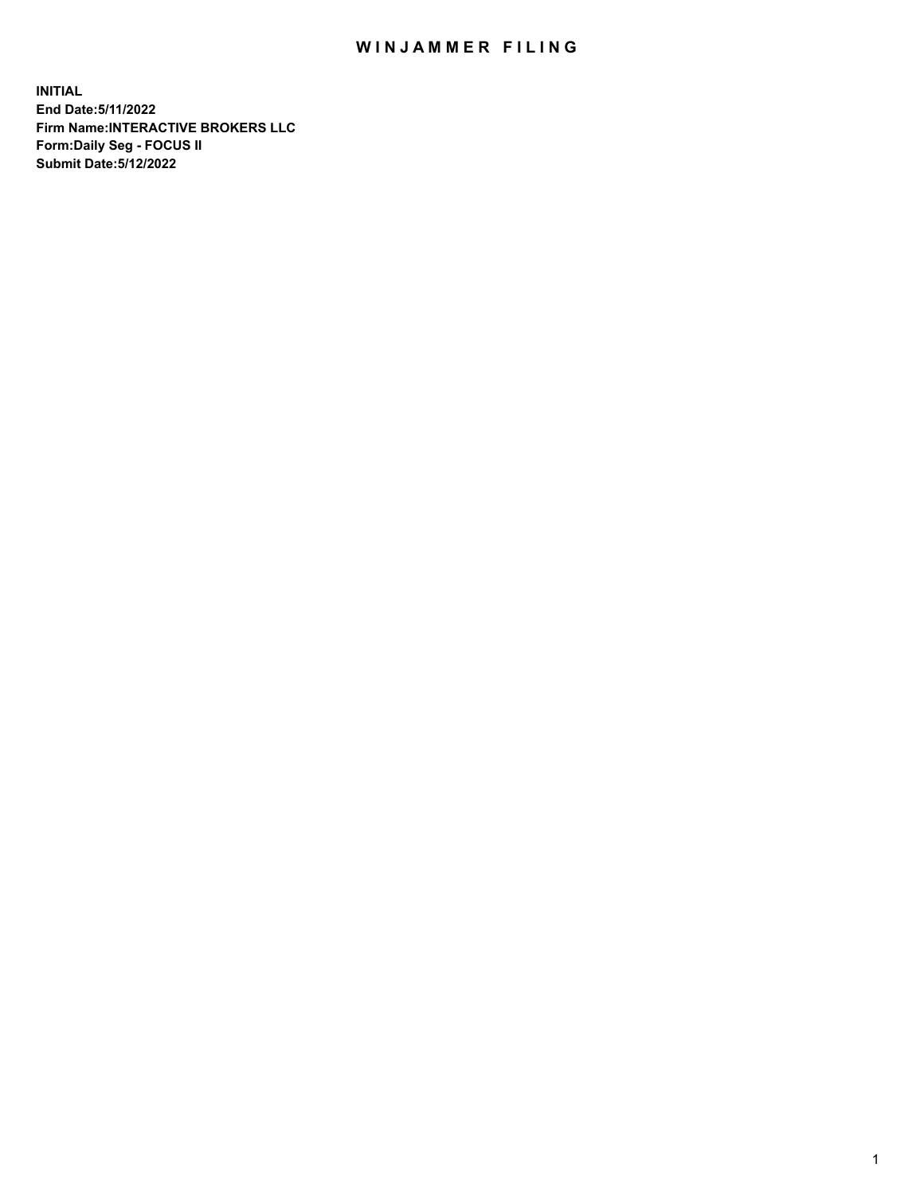# WINJAMMER FILING

**INITIAL**
**End Date:5/11/2022**
**Firm Name:INTERACTIVE BROKERS LLC**
**Form:Daily Seg - FOCUS II**
**Submit Date:5/12/2022**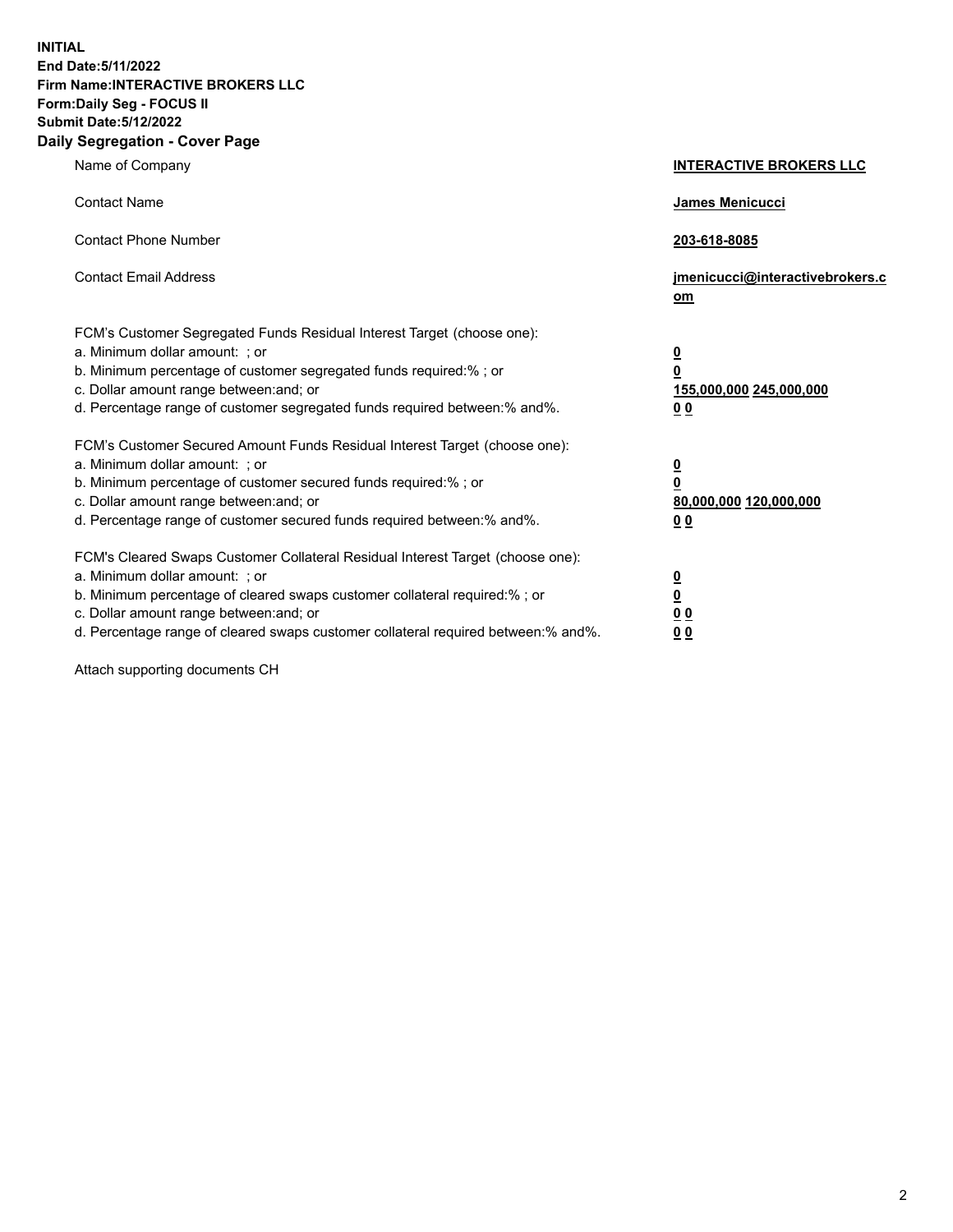**INITIAL**
**End Date:5/11/2022**
**Firm Name:INTERACTIVE BROKERS LLC**
**Form:Daily Seg - FOCUS II**
**Submit Date:5/12/2022**

## Daily Segregation - Cover Page

| | |
|---|---|
| Name of Company | **INTERACTIVE BROKERS LLC** |
| Contact Name | **James Menicucci** |
| Contact Phone Number | **203-618-8085** |
| Contact Email Address | **jmenicucci@interactivebrokers.com** |

FCM's Customer Segregated Funds Residual Interest Target (choose one):

| | |
|---|---|
| a. Minimum dollar amount: ; or | **0** |
| b. Minimum percentage of customer segregated funds required:% ; or | **0** |
| c. Dollar amount range between:and; or | **155,000,000** **245,000,000** |
| d. Percentage range of customer segregated funds required between:% and%. | **0** **0** |

FCM's Customer Secured Amount Funds Residual Interest Target (choose one):

| | |
|---|---|
| a. Minimum dollar amount: ; or | **0** |
| b. Minimum percentage of customer secured funds required:% ; or | **0** |
| c. Dollar amount range between:and; or | **80,000,000** **120,000,000** |
| d. Percentage range of customer secured funds required between:% and%. | **0** **0** |

FCM's Cleared Swaps Customer Collateral Residual Interest Target (choose one):

| | |
|---|---|
| a. Minimum dollar amount: ; or | **0** |
| b. Minimum percentage of cleared swaps customer collateral required:% ; or | **0** |
| c. Dollar amount range between:and; or | **0** **0** |
| d. Percentage range of cleared swaps customer collateral required between:% and%. | **0** **0** |

Attach supporting documents CH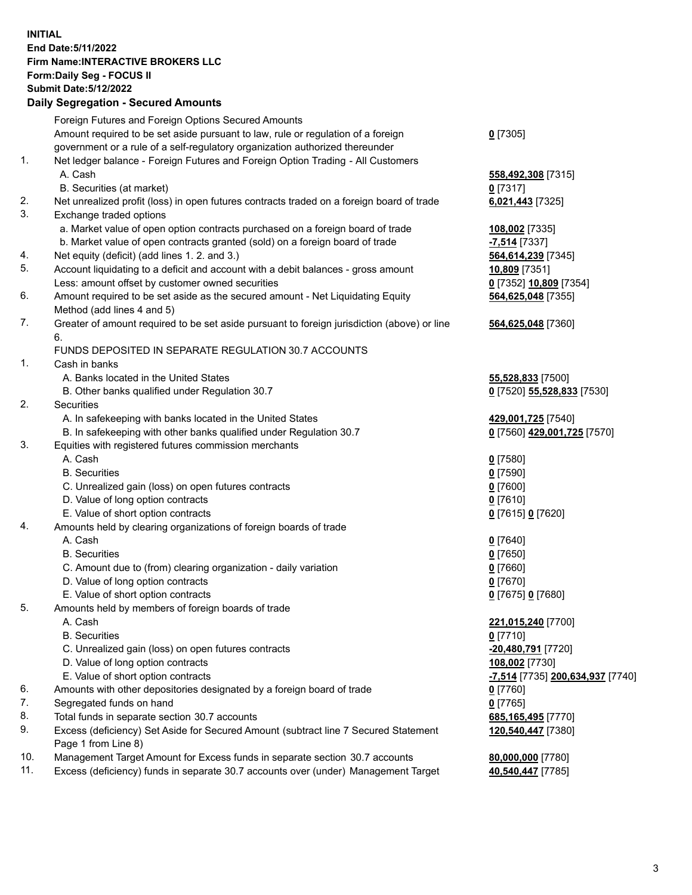**INITIAL**
**End Date:5/11/2022**
**Firm Name:INTERACTIVE BROKERS LLC**
**Form:Daily Seg - FOCUS II**
**Submit Date:5/12/2022**

**Daily Segregation - Secured Amounts**

| | | |
|---|---|---|
| | Foreign Futures and Foreign Options Secured Amounts | |
| | Amount required to be set aside pursuant to law, rule or regulation of a foreign government or a rule of a self-regulatory organization authorized thereunder | **0** [7305] |
| 1. | Net ledger balance - Foreign Futures and Foreign Option Trading - All Customers | |
| | A. Cash | **558,492,308** [7315] |
| | B. Securities (at market) | **0** [7317] |
| 2. | Net unrealized profit (loss) in open futures contracts traded on a foreign board of trade | **6,021,443** [7325] |
| 3. | Exchange traded options | |
| | a. Market value of open option contracts purchased on a foreign board of trade | **108,002** [7335] |
| | b. Market value of open contracts granted (sold) on a foreign board of trade | **-7,514** [7337] |
| 4. | Net equity (deficit) (add lines 1. 2. and 3.) | **564,614,239** [7345] |
| 5. | Account liquidating to a deficit and account with a debit balances - gross amount | **10,809** [7351] |
| | Less: amount offset by customer owned securities | **0** [7352] **10,809** [7354] |
| 6. | Amount required to be set aside as the secured amount - Net Liquidating Equity Method (add lines 4 and 5) | **564,625,048** [7355] |
| 7. | Greater of amount required to be set aside pursuant to foreign jurisdiction (above) or line 6. | **564,625,048** [7360] |
| | FUNDS DEPOSITED IN SEPARATE REGULATION 30.7 ACCOUNTS | |
| 1. | Cash in banks | |
| | A. Banks located in the United States | **55,528,833** [7500] |
| | B. Other banks qualified under Regulation 30.7 | **0** [7520] **55,528,833** [7530] |
| 2. | Securities | |
| | A. In safekeeping with banks located in the United States | **429,001,725** [7540] |
| | B. In safekeeping with other banks qualified under Regulation 30.7 | **0** [7560] **429,001,725** [7570] |
| 3. | Equities with registered futures commission merchants | |
| | A. Cash | **0** [7580] |
| | B. Securities | **0** [7590] |
| | C. Unrealized gain (loss) on open futures contracts | **0** [7600] |
| | D. Value of long option contracts | **0** [7610] |
| | E. Value of short option contracts | **0** [7615] **0** [7620] |
| 4. | Amounts held by clearing organizations of foreign boards of trade | |
| | A. Cash | **0** [7640] |
| | B. Securities | **0** [7650] |
| | C. Amount due to (from) clearing organization - daily variation | **0** [7660] |
| | D. Value of long option contracts | **0** [7670] |
| | E. Value of short option contracts | **0** [7675] **0** [7680] |
| 5. | Amounts held by members of foreign boards of trade | |
| | A. Cash | **221,015,240** [7700] |
| | B. Securities | **0** [7710] |
| | C. Unrealized gain (loss) on open futures contracts | **-20,480,791** [7720] |
| | D. Value of long option contracts | **108,002** [7730] |
| | E. Value of short option contracts | **-7,514** [7735] **200,634,937** [7740] |
| 6. | Amounts with other depositories designated by a foreign board of trade | **0** [7760] |
| 7. | Segregated funds on hand | **0** [7765] |
| 8. | Total funds in separate section 30.7 accounts | **685,165,495** [7770] |
| 9. | Excess (deficiency) Set Aside for Secured Amount (subtract line 7 Secured Statement Page 1 from Line 8) | **120,540,447** [7380] |
| 10. | Management Target Amount for Excess funds in separate section 30.7 accounts | **80,000,000** [7780] |
| 11. | Excess (deficiency) funds in separate 30.7 accounts over (under) Management Target | **40,540,447** [7785] |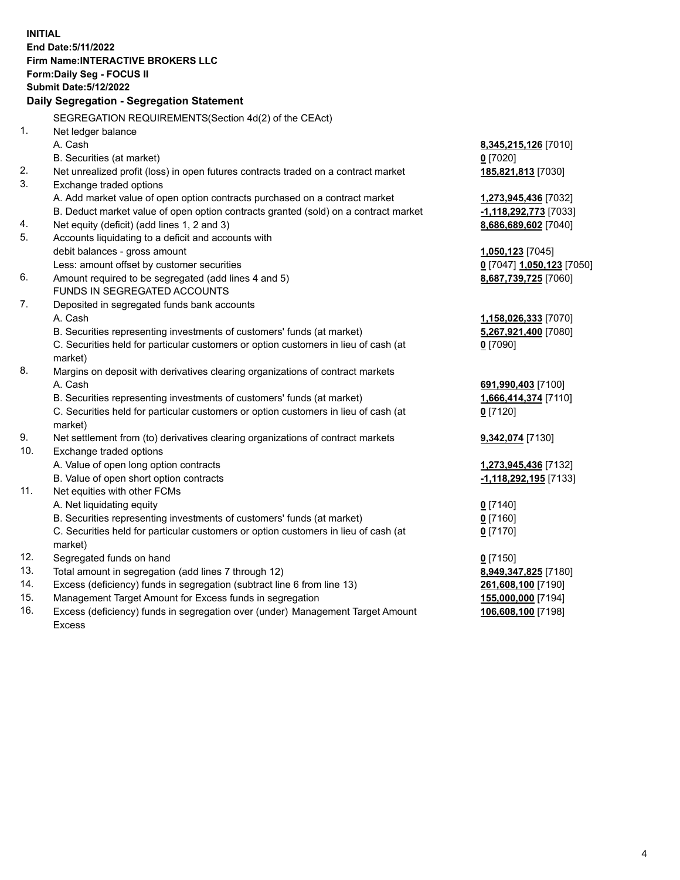**INITIAL**
**End Date:5/11/2022**
**Firm Name:INTERACTIVE BROKERS LLC**
**Form:Daily Seg - FOCUS II**
**Submit Date:5/12/2022**

**Daily Segregation - Segregation Statement**

SEGREGATION REQUIREMENTS(Section 4d(2) of the CEAct)

| | | |
|---|---|---|
| 1. | Net ledger balance | |
| | A. Cash | **8,345,215,126** [7010] |
| | B. Securities (at market) | **0** [7020] |
| 2. | Net unrealized profit (loss) in open futures contracts traded on a contract market | **185,821,813** [7030] |
| 3. | Exchange traded options | |
| | A. Add market value of open option contracts purchased on a contract market | **1,273,945,436** [7032] |
| | B. Deduct market value of open option contracts granted (sold) on a contract market | **-1,118,292,773** [7033] |
| 4. | Net equity (deficit) (add lines 1, 2 and 3) | **8,686,689,602** [7040] |
| 5. | Accounts liquidating to a deficit and accounts with | |
| | debit balances - gross amount | **1,050,123** [7045] |
| | Less: amount offset by customer securities | **0** [7047] **1,050,123** [7050] |
| 6. | Amount required to be segregated (add lines 4 and 5) | **8,687,739,725** [7060] |
| | FUNDS IN SEGREGATED ACCOUNTS | |
| 7. | Deposited in segregated funds bank accounts | |
| | A. Cash | **1,158,026,333** [7070] |
| | B. Securities representing investments of customers' funds (at market) | **5,267,921,400** [7080] |
| | C. Securities held for particular customers or option customers in lieu of cash (at market) | **0** [7090] |
| 8. | Margins on deposit with derivatives clearing organizations of contract markets | |
| | A. Cash | **691,990,403** [7100] |
| | B. Securities representing investments of customers' funds (at market) | **1,666,414,374** [7110] |
| | C. Securities held for particular customers or option customers in lieu of cash (at market) | **0** [7120] |
| 9. | Net settlement from (to) derivatives clearing organizations of contract markets | **9,342,074** [7130] |
| 10. | Exchange traded options | |
| | A. Value of open long option contracts | **1,273,945,436** [7132] |
| | B. Value of open short option contracts | **-1,118,292,195** [7133] |
| 11. | Net equities with other FCMs | |
| | A. Net liquidating equity | **0** [7140] |
| | B. Securities representing investments of customers' funds (at market) | **0** [7160] |
| | C. Securities held for particular customers or option customers in lieu of cash (at market) | **0** [7170] |
| 12. | Segregated funds on hand | **0** [7150] |
| 13. | Total amount in segregation (add lines 7 through 12) | **8,949,347,825** [7180] |
| 14. | Excess (deficiency) funds in segregation (subtract line 6 from line 13) | **261,608,100** [7190] |
| 15. | Management Target Amount for Excess funds in segregation | **155,000,000** [7194] |
| 16. | Excess (deficiency) funds in segregation over (under) Management Target Amount Excess | **106,608,100** [7198] |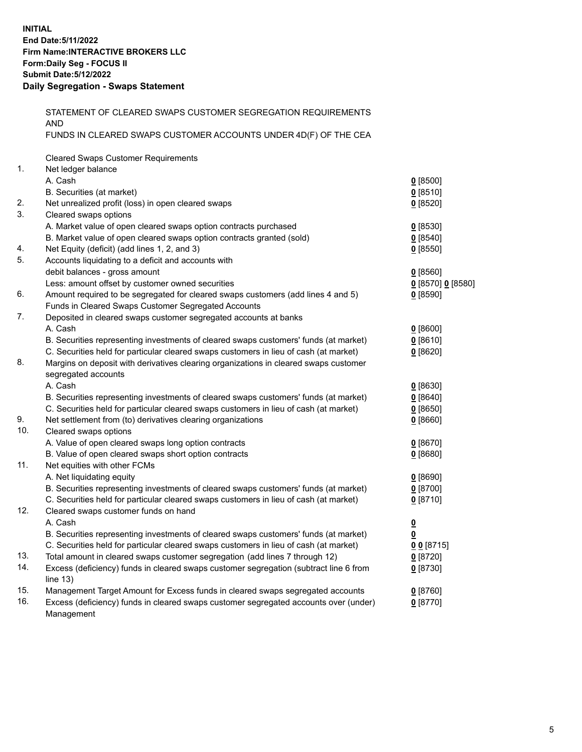**INITIAL**
**End Date:5/11/2022**
**Firm Name:INTERACTIVE BROKERS LLC**
**Form:Daily Seg - FOCUS II**
**Submit Date:5/12/2022**
**Daily Segregation - Swaps Statement**

STATEMENT OF CLEARED SWAPS CUSTOMER SEGREGATION REQUIREMENTS AND FUNDS IN CLEARED SWAPS CUSTOMER ACCOUNTS UNDER 4D(F) OF THE CEA

| | | |
|---|---|---|
| | Cleared Swaps Customer Requirements | |
| 1. | Net ledger balance | |
| | A. Cash | 0 [8500] |
| | B. Securities (at market) | 0 [8510] |
| 2. | Net unrealized profit (loss) in open cleared swaps | 0 [8520] |
| 3. | Cleared swaps options | |
| | A. Market value of open cleared swaps option contracts purchased | 0 [8530] |
| | B. Market value of open cleared swaps option contracts granted (sold) | 0 [8540] |
| 4. | Net Equity (deficit) (add lines 1, 2, and 3) | 0 [8550] |
| 5. | Accounts liquidating to a deficit and accounts with debit balances - gross amount | 0 [8560] |
| | Less: amount offset by customer owned securities | 0 [8570] 0 [8580] |
| 6. | Amount required to be segregated for cleared swaps customers (add lines 4 and 5) | 0 [8590] |
| | Funds in Cleared Swaps Customer Segregated Accounts | |
| 7. | Deposited in cleared swaps customer segregated accounts at banks | |
| | A. Cash | 0 [8600] |
| | B. Securities representing investments of cleared swaps customers' funds (at market) | 0 [8610] |
| | C. Securities held for particular cleared swaps customers in lieu of cash (at market) | 0 [8620] |
| 8. | Margins on deposit with derivatives clearing organizations in cleared swaps customer segregated accounts | |
| | A. Cash | 0 [8630] |
| | B. Securities representing investments of cleared swaps customers' funds (at market) | 0 [8640] |
| | C. Securities held for particular cleared swaps customers in lieu of cash (at market) | 0 [8650] |
| 9. | Net settlement from (to) derivatives clearing organizations | 0 [8660] |
| 10. | Cleared swaps options | |
| | A. Value of open cleared swaps long option contracts | 0 [8670] |
| | B. Value of open cleared swaps short option contracts | 0 [8680] |
| 11. | Net equities with other FCMs | |
| | A. Net liquidating equity | 0 [8690] |
| | B. Securities representing investments of cleared swaps customers' funds (at market) | 0 [8700] |
| | C. Securities held for particular cleared swaps customers in lieu of cash (at market) | 0 [8710] |
| 12. | Cleared swaps customer funds on hand | |
| | A. Cash | 0 |
| | B. Securities representing investments of cleared swaps customers' funds (at market) | 0 |
| | C. Securities held for particular cleared swaps customers in lieu of cash (at market) | 0 0 [8715] |
| 13. | Total amount in cleared swaps customer segregation (add lines 7 through 12) | 0 [8720] |
| 14. | Excess (deficiency) funds in cleared swaps customer segregation (subtract line 6 from line 13) | 0 [8730] |
| 15. | Management Target Amount for Excess funds in cleared swaps segregated accounts | 0 [8760] |
| 16. | Excess (deficiency) funds in cleared swaps customer segregated accounts over (under) Management | 0 [8770] |